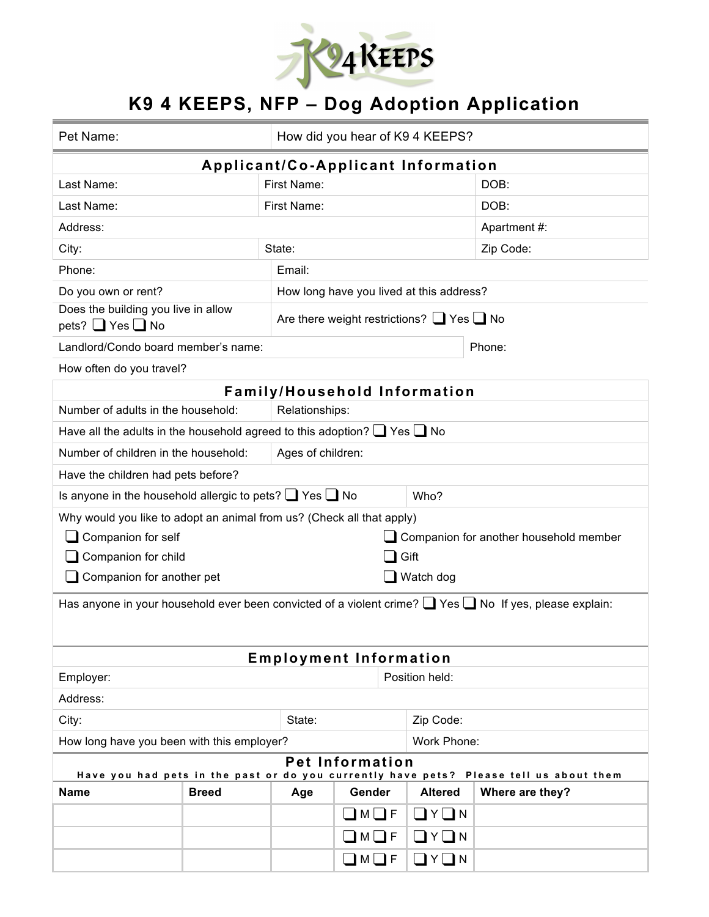# K9 4 KEEPS, NFP – Dog Adoption Application

| Pet Name: | How did you hear of K9 4 KEEPS? |
|---|---|

## Applicant/Co-Applicant Information

| Last Name: | First Name: | DOB: |
|---|---|---|
| Last Name: | First Name: | DOB: |
| Address: | | Apartment #: |
| City: | State: | Zip Code: |

| Phone: | Email: |
|---|---|
| Do you own or rent? | How long have you lived at this address? |
| Does the building you live in allow pets? ❑ Yes ❑ No | Are there weight restrictions? ❑ Yes ❑ No |

| Landlord/Condo board member's name: | Phone: |
|---|---|

How often do you travel?

## Family/Household Information

| Number of adults in the household: | Relationships: |
|---|---|

Have all the adults in the household agreed to this adoption? ❑ Yes ❑ No

| Number of children in the household: | Ages of children: |
|---|---|

Have the children had pets before?

| Is anyone in the household allergic to pets? ❑ Yes ❑ No | Who? |
|---|---|

Why would you like to adopt an animal from us? (Check all that apply)

- ❑ Companion for self
- ❑ Companion for child
- ❑ Companion for another pet
- ❑ Companion for another household member
- ❑ Gift
- ❑ Watch dog

Has anyone in your household ever been convicted of a violent crime? ❑ Yes ❑ No If yes, please explain:

## Employment Information

| Employer: | Position held: |
|---|---|

Address:

| City: | State: | Zip Code: |
|---|---|---|

| How long have you been with this employer? | Work Phone: |
|---|---|

## Pet Information

Have you had pets in the past or do you currently have pets? Please tell us about them

| Name | Breed | Age | Gender | Altered | Where are they? |
|---|---|---|---|---|---|
| | | | ❑ M ❑ F | ❑ Y ❑ N | |
| | | | ❑ M ❑ F | ❑ Y ❑ N | |
| | | | ❑ M ❑ F | ❑ Y ❑ N | |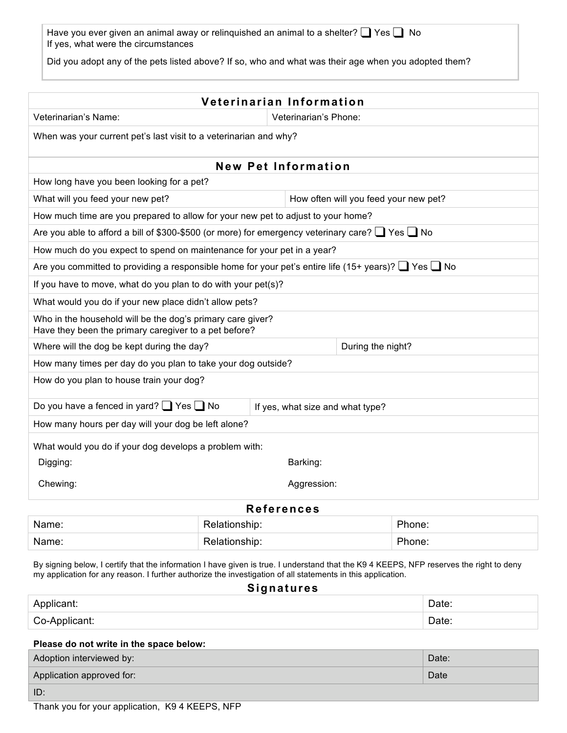Have you ever given an animal away or relinquished an animal to a shelter? ❑ Yes ❑ No
If yes, what were the circumstances

Did you adopt any of the pets listed above? If so, who and what was their age when you adopted them?

## Veterinarian Information

| | |
|---|---|
| Veterinarian's Name: | Veterinarian's Phone: |
| When was your current pet's last visit to a veterinarian and why? | |

## New Pet Information

| | |
|---|---|
| How long have you been looking for a pet? | |
| What will you feed your new pet? | How often will you feed your new pet? |
| How much time are you prepared to allow for your new pet to adjust to your home? | |
| Are you able to afford a bill of $300-$500 (or more) for emergency veterinary care? ❑ Yes ❑ No | |
| How much do you expect to spend on maintenance for your pet in a year? | |
| Are you committed to providing a responsible home for your pet's entire life (15+ years)? ❑ Yes ❑ No | |
| If you have to move, what do you plan to do with your pet(s)? | |
| What would you do if your new place didn't allow pets? | |
| Who in the household will be the dog's primary care giver? Have they been the primary caregiver to a pet before? | |
| Where will the dog be kept during the day? | During the night? |
| How many times per day do you plan to take your dog outside? | |
| How do you plan to house train your dog? | |
| Do you have a fenced in yard? ❑ Yes ❑ No | If yes, what size and what type? |
| How many hours per day will your dog be left alone? | |
| What would you do if your dog develops a problem with: | |
| Digging: | Barking: |
| Chewing: | Aggression: |

## References

| | | |
|---|---|---|
| Name: | Relationship: | Phone: |
| Name: | Relationship: | Phone: |

By signing below, I certify that the information I have given is true. I understand that the K9 4 KEEPS, NFP reserves the right to deny my application for any reason. I further authorize the investigation of all statements in this application.

## Signatures

| | |
|---|---|
| Applicant: | Date: |
| Co-Applicant: | Date: |

**Please do not write in the space below:**

| | |
|---|---|
| Adoption interviewed by: | Date: |
| Application approved for: | Date |
| ID: | |

Thank you for your application, K9 4 KEEPS, NFP